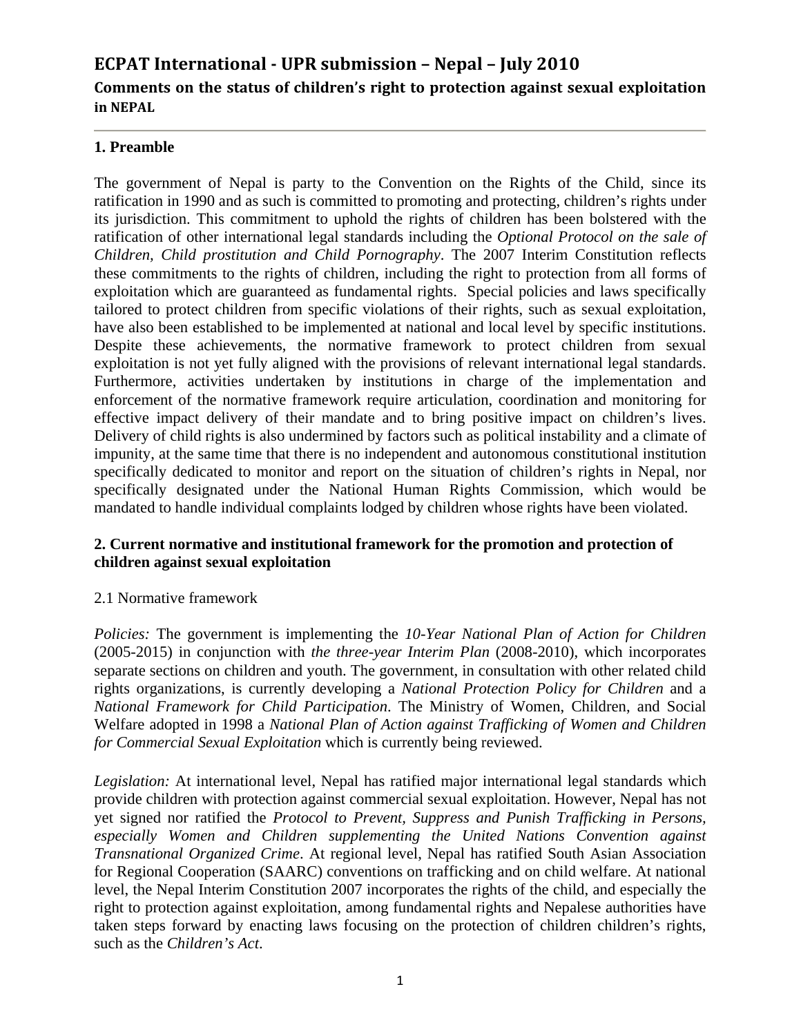# ECPAT International - UPR submission – Nepal – July 2010

## Comments on the status of children's right to protection against sexual exploitation in NEPAL

### 1. Preamble

The government of Nepal is party to the Convention on the Rights of the Child, since its ratification in 1990 and as such is committed to promoting and protecting, children's rights under its jurisdiction. This commitment to uphold the rights of children has been bolstered with the ratification of other international legal standards including the *Optional Protocol on the sale of Children, Child prostitution and Child Pornography*. The 2007 Interim Constitution reflects these commitments to the rights of children, including the right to protection from all forms of exploitation which are guaranteed as fundamental rights. Special policies and laws specifically tailored to protect children from specific violations of their rights, such as sexual exploitation, have also been established to be implemented at national and local level by specific institutions. Despite these achievements, the normative framework to protect children from sexual exploitation is not yet fully aligned with the provisions of relevant international legal standards. Furthermore, activities undertaken by institutions in charge of the implementation and enforcement of the normative framework require articulation, coordination and monitoring for effective impact delivery of their mandate and to bring positive impact on children's lives. Delivery of child rights is also undermined by factors such as political instability and a climate of impunity, at the same time that there is no independent and autonomous constitutional institution specifically dedicated to monitor and report on the situation of children's rights in Nepal, nor specifically designated under the National Human Rights Commission, which would be mandated to handle individual complaints lodged by children whose rights have been violated.

### 2. Current normative and institutional framework for the promotion and protection of children against sexual exploitation

2.1 Normative framework

*Policies:* The government is implementing the *10-Year National Plan of Action for Children* (2005-2015) in conjunction with *the three-year Interim Plan* (2008-2010), which incorporates separate sections on children and youth. The government, in consultation with other related child rights organizations, is currently developing a *National Protection Policy for Children* and a *National Framework for Child Participation*. The Ministry of Women, Children, and Social Welfare adopted in 1998 a *National Plan of Action against Trafficking of Women and Children for Commercial Sexual Exploitation* which is currently being reviewed.

*Legislation:* At international level, Nepal has ratified major international legal standards which provide children with protection against commercial sexual exploitation. However, Nepal has not yet signed nor ratified the *Protocol to Prevent, Suppress and Punish Trafficking in Persons, especially Women and Children supplementing the United Nations Convention against Transnational Organized Crime*. At regional level, Nepal has ratified South Asian Association for Regional Cooperation (SAARC) conventions on trafficking and on child welfare. At national level, the Nepal Interim Constitution 2007 incorporates the rights of the child, and especially the right to protection against exploitation, among fundamental rights and Nepalese authorities have taken steps forward by enacting laws focusing on the protection of children children's rights, such as the *Children's Act*.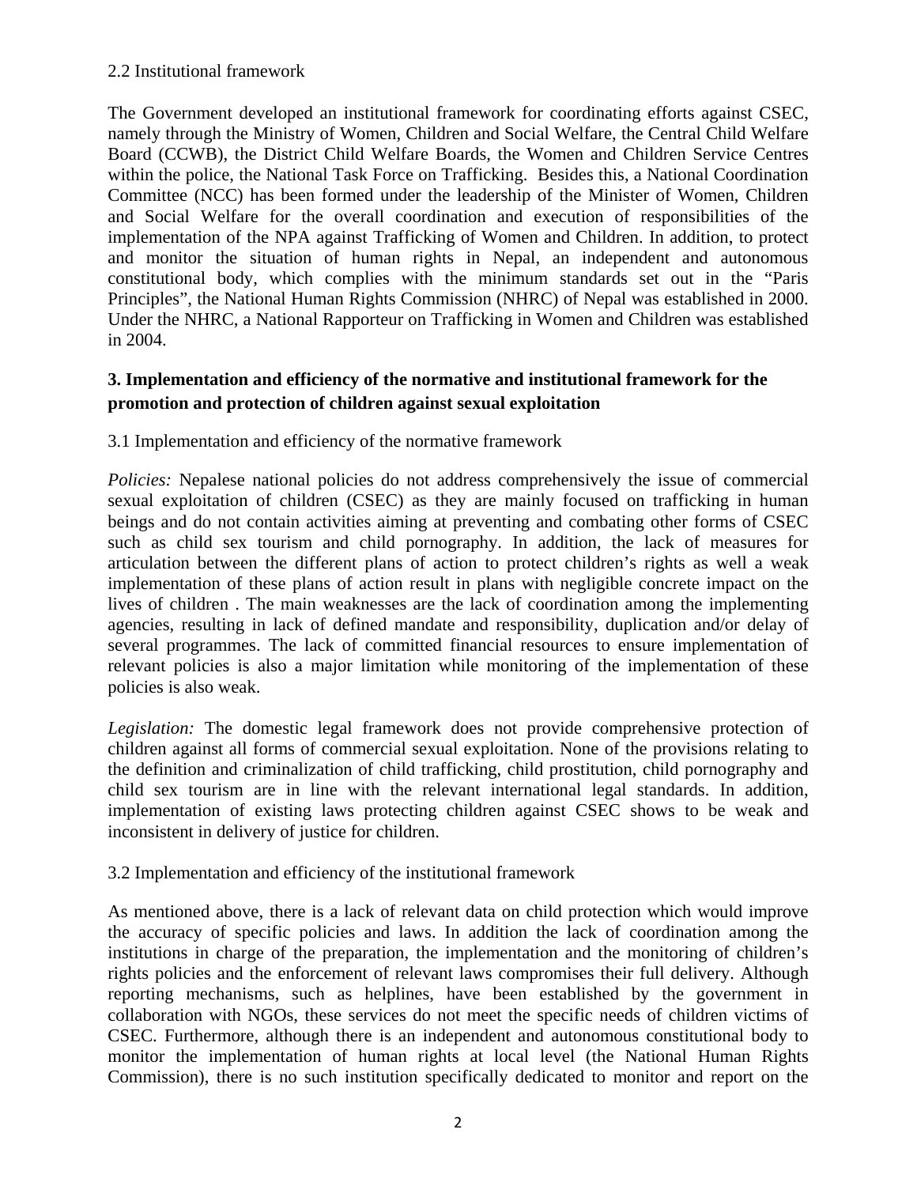2.2 Institutional framework

The Government developed an institutional framework for coordinating efforts against CSEC, namely through the Ministry of Women, Children and Social Welfare, the Central Child Welfare Board (CCWB), the District Child Welfare Boards, the Women and Children Service Centres within the police, the National Task Force on Trafficking. Besides this, a National Coordination Committee (NCC) has been formed under the leadership of the Minister of Women, Children and Social Welfare for the overall coordination and execution of responsibilities of the implementation of the NPA against Trafficking of Women and Children. In addition, to protect and monitor the situation of human rights in Nepal, an independent and autonomous constitutional body, which complies with the minimum standards set out in the "Paris Principles", the National Human Rights Commission (NHRC) of Nepal was established in 2000. Under the NHRC, a National Rapporteur on Trafficking in Women and Children was established in 2004.

## 3. Implementation and efficiency of the normative and institutional framework for the promotion and protection of children against sexual exploitation

3.1 Implementation and efficiency of the normative framework

*Policies:* Nepalese national policies do not address comprehensively the issue of commercial sexual exploitation of children (CSEC) as they are mainly focused on trafficking in human beings and do not contain activities aiming at preventing and combating other forms of CSEC such as child sex tourism and child pornography. In addition, the lack of measures for articulation between the different plans of action to protect children's rights as well a weak implementation of these plans of action result in plans with negligible concrete impact on the lives of children . The main weaknesses are the lack of coordination among the implementing agencies, resulting in lack of defined mandate and responsibility, duplication and/or delay of several programmes. The lack of committed financial resources to ensure implementation of relevant policies is also a major limitation while monitoring of the implementation of these policies is also weak.

*Legislation:* The domestic legal framework does not provide comprehensive protection of children against all forms of commercial sexual exploitation. None of the provisions relating to the definition and criminalization of child trafficking, child prostitution, child pornography and child sex tourism are in line with the relevant international legal standards. In addition, implementation of existing laws protecting children against CSEC shows to be weak and inconsistent in delivery of justice for children.

3.2 Implementation and efficiency of the institutional framework

As mentioned above, there is a lack of relevant data on child protection which would improve the accuracy of specific policies and laws. In addition the lack of coordination among the institutions in charge of the preparation, the implementation and the monitoring of children's rights policies and the enforcement of relevant laws compromises their full delivery. Although reporting mechanisms, such as helplines, have been established by the government in collaboration with NGOs, these services do not meet the specific needs of children victims of CSEC. Furthermore, although there is an independent and autonomous constitutional body to monitor the implementation of human rights at local level (the National Human Rights Commission), there is no such institution specifically dedicated to monitor and report on the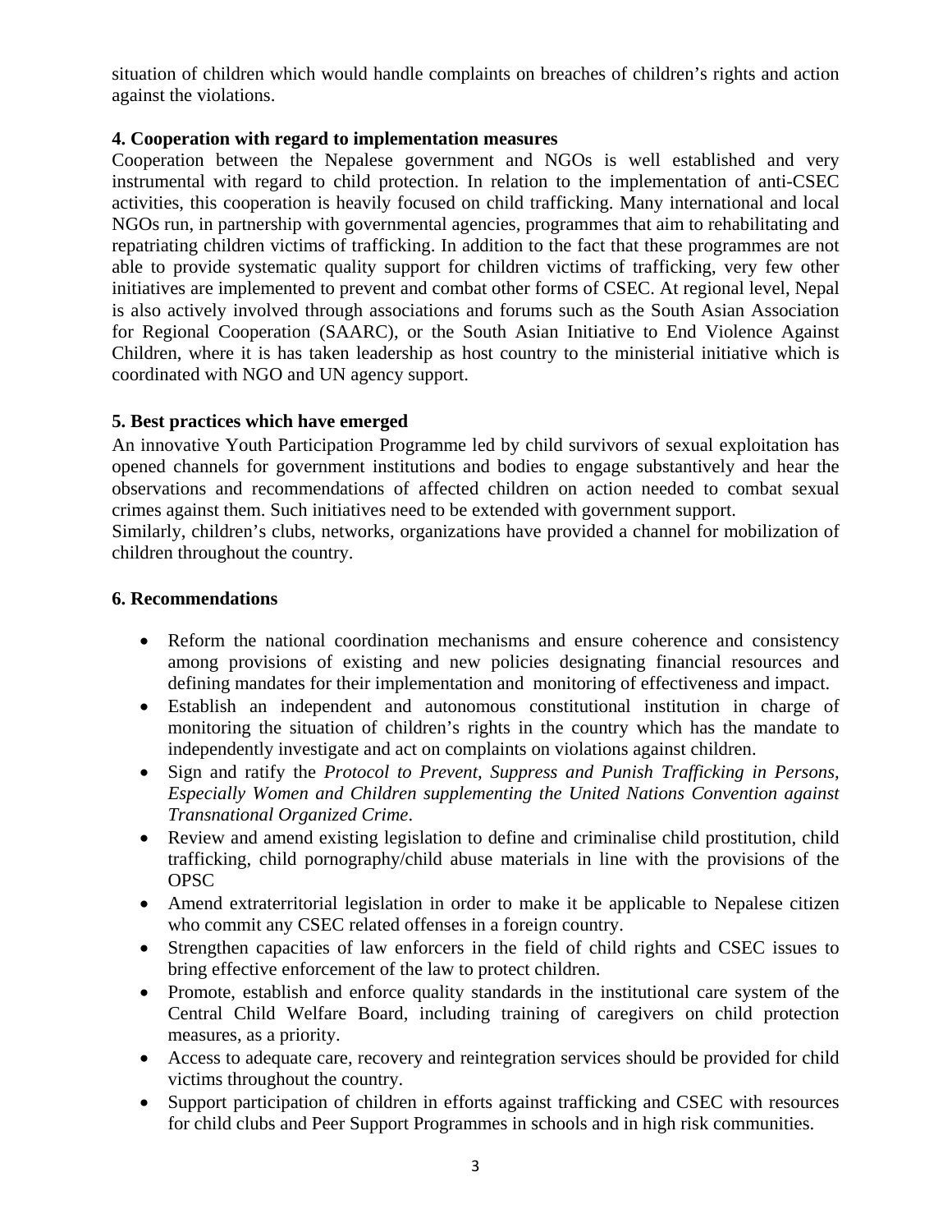situation of children which would handle complaints on breaches of children's rights and action against the violations.

**4. Cooperation with regard to implementation measures**

Cooperation between the Nepalese government and NGOs is well established and very instrumental with regard to child protection. In relation to the implementation of anti-CSEC activities, this cooperation is heavily focused on child trafficking. Many international and local NGOs run, in partnership with governmental agencies, programmes that aim to rehabilitating and repatriating children victims of trafficking. In addition to the fact that these programmes are not able to provide systematic quality support for children victims of trafficking, very few other initiatives are implemented to prevent and combat other forms of CSEC. At regional level, Nepal is also actively involved through associations and forums such as the South Asian Association for Regional Cooperation (SAARC), or the South Asian Initiative to End Violence Against Children, where it is has taken leadership as host country to the ministerial initiative which is coordinated with NGO and UN agency support.

**5. Best practices which have emerged**

An innovative Youth Participation Programme led by child survivors of sexual exploitation has opened channels for government institutions and bodies to engage substantively and hear the observations and recommendations of affected children on action needed to combat sexual crimes against them. Such initiatives need to be extended with government support.

Similarly, children's clubs, networks, organizations have provided a channel for mobilization of children throughout the country.

**6. Recommendations**

- Reform the national coordination mechanisms and ensure coherence and consistency among provisions of existing and new policies designating financial resources and defining mandates for their implementation and monitoring of effectiveness and impact.
- Establish an independent and autonomous constitutional institution in charge of monitoring the situation of children's rights in the country which has the mandate to independently investigate and act on complaints on violations against children.
- Sign and ratify the *Protocol to Prevent, Suppress and Punish Trafficking in Persons, Especially Women and Children supplementing the United Nations Convention against Transnational Organized Crime*.
- Review and amend existing legislation to define and criminalise child prostitution, child trafficking, child pornography/child abuse materials in line with the provisions of the OPSC
- Amend extraterritorial legislation in order to make it be applicable to Nepalese citizen who commit any CSEC related offenses in a foreign country.
- Strengthen capacities of law enforcers in the field of child rights and CSEC issues to bring effective enforcement of the law to protect children.
- Promote, establish and enforce quality standards in the institutional care system of the Central Child Welfare Board, including training of caregivers on child protection measures, as a priority.
- Access to adequate care, recovery and reintegration services should be provided for child victims throughout the country.
- Support participation of children in efforts against trafficking and CSEC with resources for child clubs and Peer Support Programmes in schools and in high risk communities.